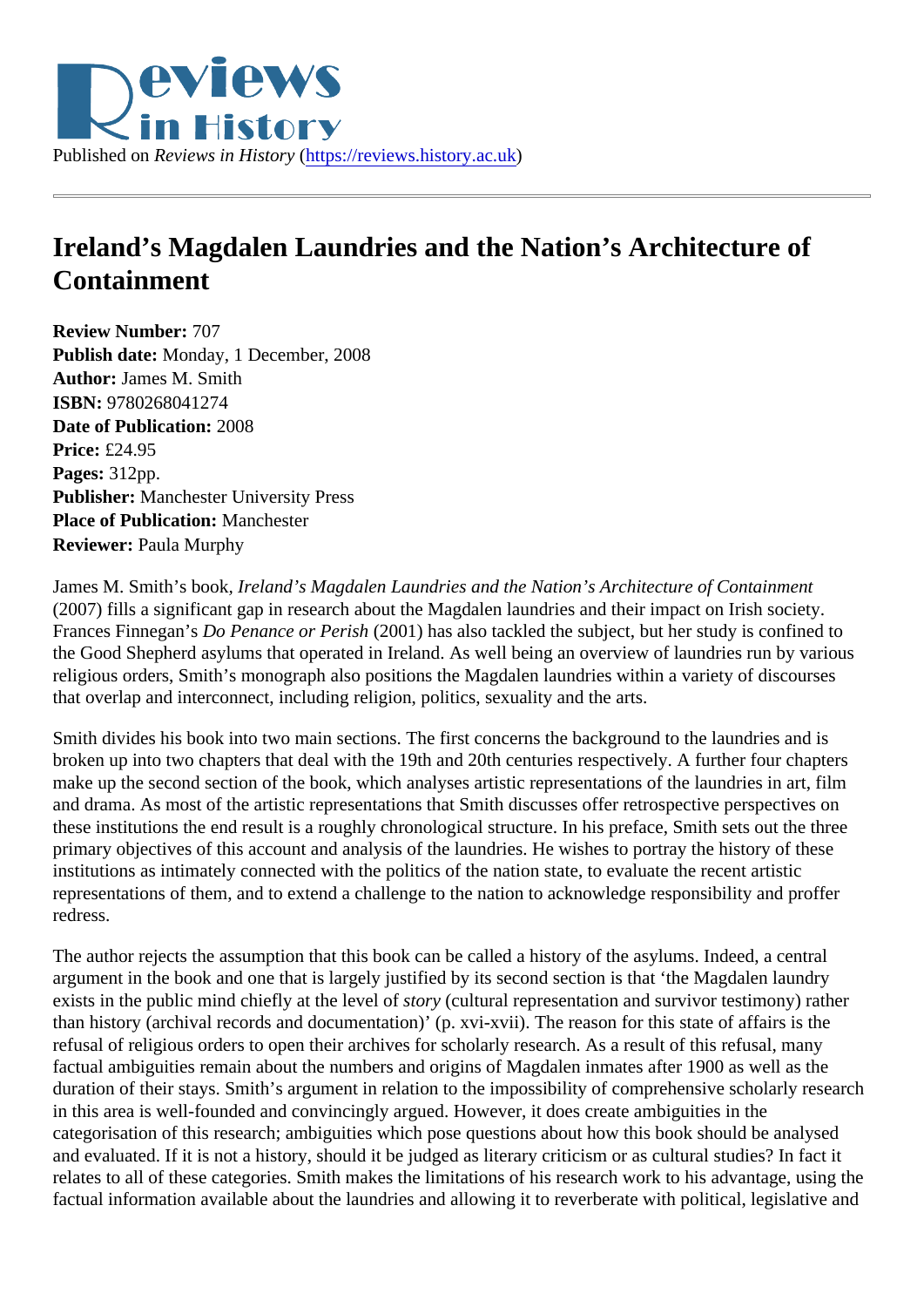Published on *Reviews in History* (https://reviews.history.ac.uk)

# Ireland's Magdalen Laundries and the Nation's Architecture of Containment

**Review Number:** 707
**Publish date:** Monday, 1 December, 2008
**Author:** James M. Smith
**ISBN:** 9780268041274
**Date of Publication:** 2008
**Price:** £24.95
**Pages:** 312pp.
**Publisher:** Manchester University Press
**Place of Publication:** Manchester
**Reviewer:** Paula Murphy

James M. Smith's book, *Ireland's Magdalen Laundries and the Nation's Architecture of Containment* (2007) fills a significant gap in research about the Magdalen laundries and their impact on Irish society. Frances Finnegan's *Do Penance or Perish* (2001) has also tackled the subject, but her study is confined to the Good Shepherd asylums that operated in Ireland. As well being an overview of laundries run by various religious orders, Smith's monograph also positions the Magdalen laundries within a variety of discourses that overlap and interconnect, including religion, politics, sexuality and the arts.

Smith divides his book into two main sections. The first concerns the background to the laundries and is broken up into two chapters that deal with the 19th and 20th centuries respectively. A further four chapters make up the second section of the book, which analyses artistic representations of the laundries in art, film and drama. As most of the artistic representations that Smith discusses offer retrospective perspectives on these institutions the end result is a roughly chronological structure. In his preface, Smith sets out the three primary objectives of this account and analysis of the laundries. He wishes to portray the history of these institutions as intimately connected with the politics of the nation state, to evaluate the recent artistic representations of them, and to extend a challenge to the nation to acknowledge responsibility and proffer redress.

The author rejects the assumption that this book can be called a history of the asylums. Indeed, a central argument in the book and one that is largely justified by its second section is that 'the Magdalen laundry exists in the public mind chiefly at the level of *story* (cultural representation and survivor testimony) rather than history (archival records and documentation)' (p. xvi-xvii). The reason for this state of affairs is the refusal of religious orders to open their archives for scholarly research. As a result of this refusal, many factual ambiguities remain about the numbers and origins of Magdalen inmates after 1900 as well as the duration of their stays. Smith's argument in relation to the impossibility of comprehensive scholarly research in this area is well-founded and convincingly argued. However, it does create ambiguities in the categorisation of this research; ambiguities which pose questions about how this book should be analysed and evaluated. If it is not a history, should it be judged as literary criticism or as cultural studies? In fact it relates to all of these categories. Smith makes the limitations of his research work to his advantage, using the factual information available about the laundries and allowing it to reverberate with political, legislative and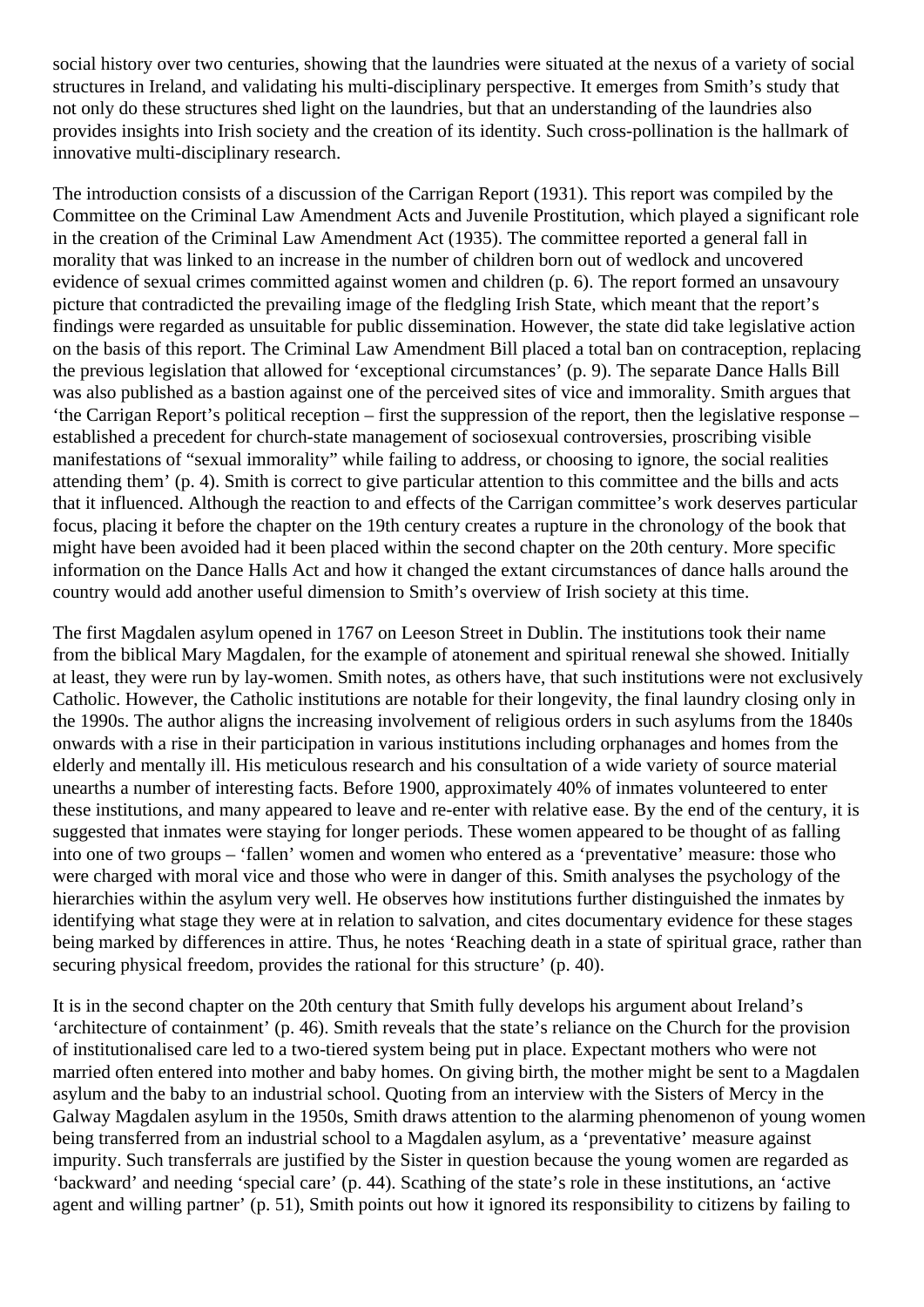social history over two centuries, showing that the laundries were situated at the nexus of a variety of social structures in Ireland, and validating his multi-disciplinary perspective. It emerges from Smith's study that not only do these structures shed light on the laundries, but that an understanding of the laundries also provides insights into Irish society and the creation of its identity. Such cross-pollination is the hallmark of innovative multi-disciplinary research.

The introduction consists of a discussion of the Carrigan Report (1931). This report was compiled by the Committee on the Criminal Law Amendment Acts and Juvenile Prostitution, which played a significant role in the creation of the Criminal Law Amendment Act (1935). The committee reported a general fall in morality that was linked to an increase in the number of children born out of wedlock and uncovered evidence of sexual crimes committed against women and children (p. 6). The report formed an unsavoury picture that contradicted the prevailing image of the fledgling Irish State, which meant that the report's findings were regarded as unsuitable for public dissemination. However, the state did take legislative action on the basis of this report. The Criminal Law Amendment Bill placed a total ban on contraception, replacing the previous legislation that allowed for 'exceptional circumstances' (p. 9). The separate Dance Halls Bill was also published as a bastion against one of the perceived sites of vice and immorality. Smith argues that 'the Carrigan Report's political reception – first the suppression of the report, then the legislative response – established a precedent for church-state management of sociosexual controversies, proscribing visible manifestations of "sexual immorality" while failing to address, or choosing to ignore, the social realities attending them' (p. 4). Smith is correct to give particular attention to this committee and the bills and acts that it influenced. Although the reaction to and effects of the Carrigan committee's work deserves particular focus, placing it before the chapter on the 19th century creates a rupture in the chronology of the book that might have been avoided had it been placed within the second chapter on the 20th century. More specific information on the Dance Halls Act and how it changed the extant circumstances of dance halls around the country would add another useful dimension to Smith's overview of Irish society at this time.

The first Magdalen asylum opened in 1767 on Leeson Street in Dublin. The institutions took their name from the biblical Mary Magdalen, for the example of atonement and spiritual renewal she showed. Initially at least, they were run by lay-women. Smith notes, as others have, that such institutions were not exclusively Catholic. However, the Catholic institutions are notable for their longevity, the final laundry closing only in the 1990s. The author aligns the increasing involvement of religious orders in such asylums from the 1840s onwards with a rise in their participation in various institutions including orphanages and homes from the elderly and mentally ill. His meticulous research and his consultation of a wide variety of source material unearths a number of interesting facts. Before 1900, approximately 40% of inmates volunteered to enter these institutions, and many appeared to leave and re-enter with relative ease. By the end of the century, it is suggested that inmates were staying for longer periods. These women appeared to be thought of as falling into one of two groups – 'fallen' women and women who entered as a 'preventative' measure: those who were charged with moral vice and those who were in danger of this. Smith analyses the psychology of the hierarchies within the asylum very well. He observes how institutions further distinguished the inmates by identifying what stage they were at in relation to salvation, and cites documentary evidence for these stages being marked by differences in attire. Thus, he notes 'Reaching death in a state of spiritual grace, rather than securing physical freedom, provides the rational for this structure' (p. 40).

It is in the second chapter on the 20th century that Smith fully develops his argument about Ireland's 'architecture of containment' (p. 46). Smith reveals that the state's reliance on the Church for the provision of institutionalised care led to a two-tiered system being put in place. Expectant mothers who were not married often entered into mother and baby homes. On giving birth, the mother might be sent to a Magdalen asylum and the baby to an industrial school. Quoting from an interview with the Sisters of Mercy in the Galway Magdalen asylum in the 1950s, Smith draws attention to the alarming phenomenon of young women being transferred from an industrial school to a Magdalen asylum, as a 'preventative' measure against impurity. Such transferrals are justified by the Sister in question because the young women are regarded as 'backward' and needing 'special care' (p. 44). Scathing of the state's role in these institutions, an 'active agent and willing partner' (p. 51), Smith points out how it ignored its responsibility to citizens by failing to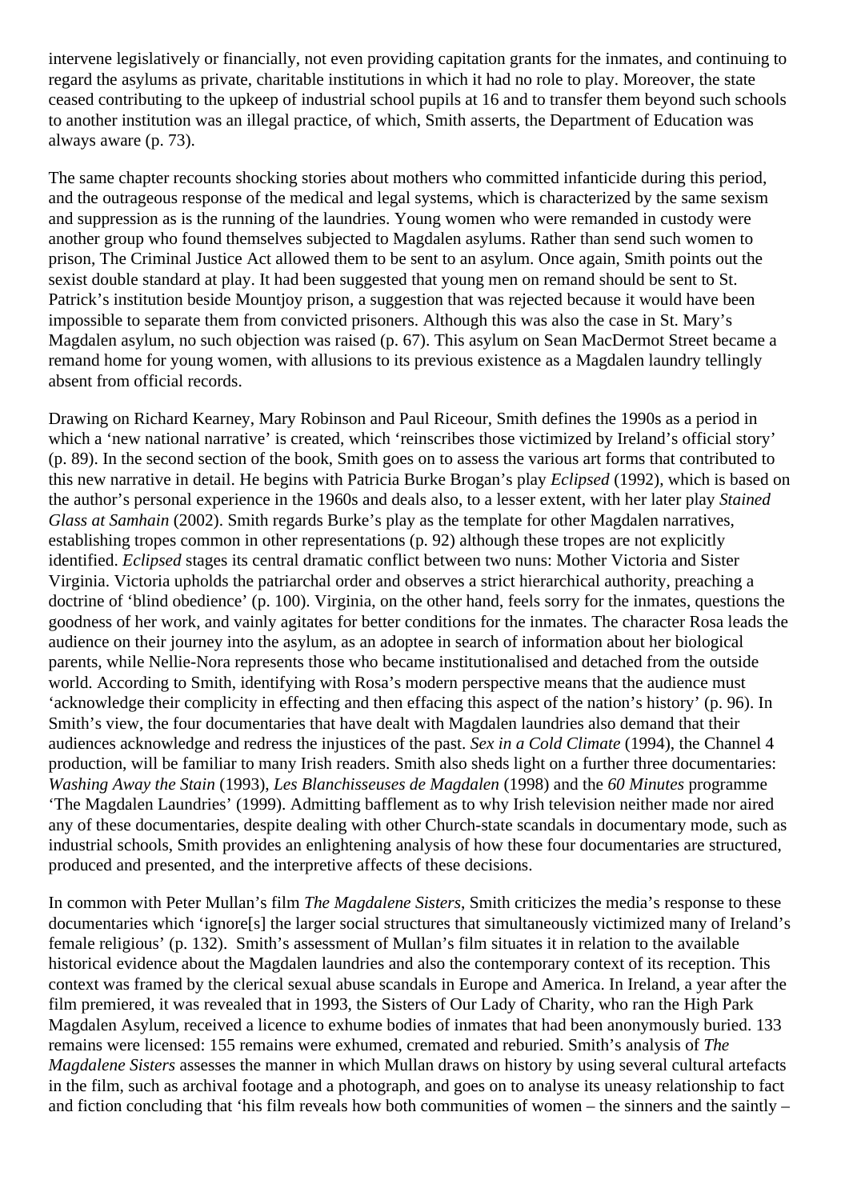intervene legislatively or financially, not even providing capitation grants for the inmates, and continuing to regard the asylums as private, charitable institutions in which it had no role to play. Moreover, the state ceased contributing to the upkeep of industrial school pupils at 16 and to transfer them beyond such schools to another institution was an illegal practice, of which, Smith asserts, the Department of Education was always aware (p. 73).

The same chapter recounts shocking stories about mothers who committed infanticide during this period, and the outrageous response of the medical and legal systems, which is characterized by the same sexism and suppression as is the running of the laundries. Young women who were remanded in custody were another group who found themselves subjected to Magdalen asylums. Rather than send such women to prison, The Criminal Justice Act allowed them to be sent to an asylum. Once again, Smith points out the sexist double standard at play. It had been suggested that young men on remand should be sent to St. Patrick's institution beside Mountjoy prison, a suggestion that was rejected because it would have been impossible to separate them from convicted prisoners. Although this was also the case in St. Mary's Magdalen asylum, no such objection was raised (p. 67). This asylum on Sean MacDermot Street became a remand home for young women, with allusions to its previous existence as a Magdalen laundry tellingly absent from official records.

Drawing on Richard Kearney, Mary Robinson and Paul Riceour, Smith defines the 1990s as a period in which a 'new national narrative' is created, which 'reinscribes those victimized by Ireland's official story' (p. 89). In the second section of the book, Smith goes on to assess the various art forms that contributed to this new narrative in detail. He begins with Patricia Burke Brogan's play *Eclipsed* (1992), which is based on the author's personal experience in the 1960s and deals also, to a lesser extent, with her later play *Stained Glass at Samhain* (2002). Smith regards Burke's play as the template for other Magdalen narratives, establishing tropes common in other representations (p. 92) although these tropes are not explicitly identified. *Eclipsed* stages its central dramatic conflict between two nuns: Mother Victoria and Sister Virginia. Victoria upholds the patriarchal order and observes a strict hierarchical authority, preaching a doctrine of 'blind obedience' (p. 100). Virginia, on the other hand, feels sorry for the inmates, questions the goodness of her work, and vainly agitates for better conditions for the inmates. The character Rosa leads the audience on their journey into the asylum, as an adoptee in search of information about her biological parents, while Nellie-Nora represents those who became institutionalised and detached from the outside world. According to Smith, identifying with Rosa's modern perspective means that the audience must 'acknowledge their complicity in effecting and then effacing this aspect of the nation's history' (p. 96). In Smith's view, the four documentaries that have dealt with Magdalen laundries also demand that their audiences acknowledge and redress the injustices of the past. *Sex in a Cold Climate* (1994), the Channel 4 production, will be familiar to many Irish readers. Smith also sheds light on a further three documentaries: *Washing Away the Stain* (1993), *Les Blanchisseuses de Magdalen* (1998) and the *60 Minutes* programme 'The Magdalen Laundries' (1999). Admitting bafflement as to why Irish television neither made nor aired any of these documentaries, despite dealing with other Church-state scandals in documentary mode, such as industrial schools, Smith provides an enlightening analysis of how these four documentaries are structured, produced and presented, and the interpretive affects of these decisions.

In common with Peter Mullan's film *The Magdalene Sisters*, Smith criticizes the media's response to these documentaries which 'ignore[s] the larger social structures that simultaneously victimized many of Ireland's female religious' (p. 132). Smith's assessment of Mullan's film situates it in relation to the available historical evidence about the Magdalen laundries and also the contemporary context of its reception. This context was framed by the clerical sexual abuse scandals in Europe and America. In Ireland, a year after the film premiered, it was revealed that in 1993, the Sisters of Our Lady of Charity, who ran the High Park Magdalen Asylum, received a licence to exhume bodies of inmates that had been anonymously buried. 133 remains were licensed: 155 remains were exhumed, cremated and reburied. Smith's analysis of *The Magdalene Sisters* assesses the manner in which Mullan draws on history by using several cultural artefacts in the film, such as archival footage and a photograph, and goes on to analyse its uneasy relationship to fact and fiction concluding that 'his film reveals how both communities of women – the sinners and the saintly –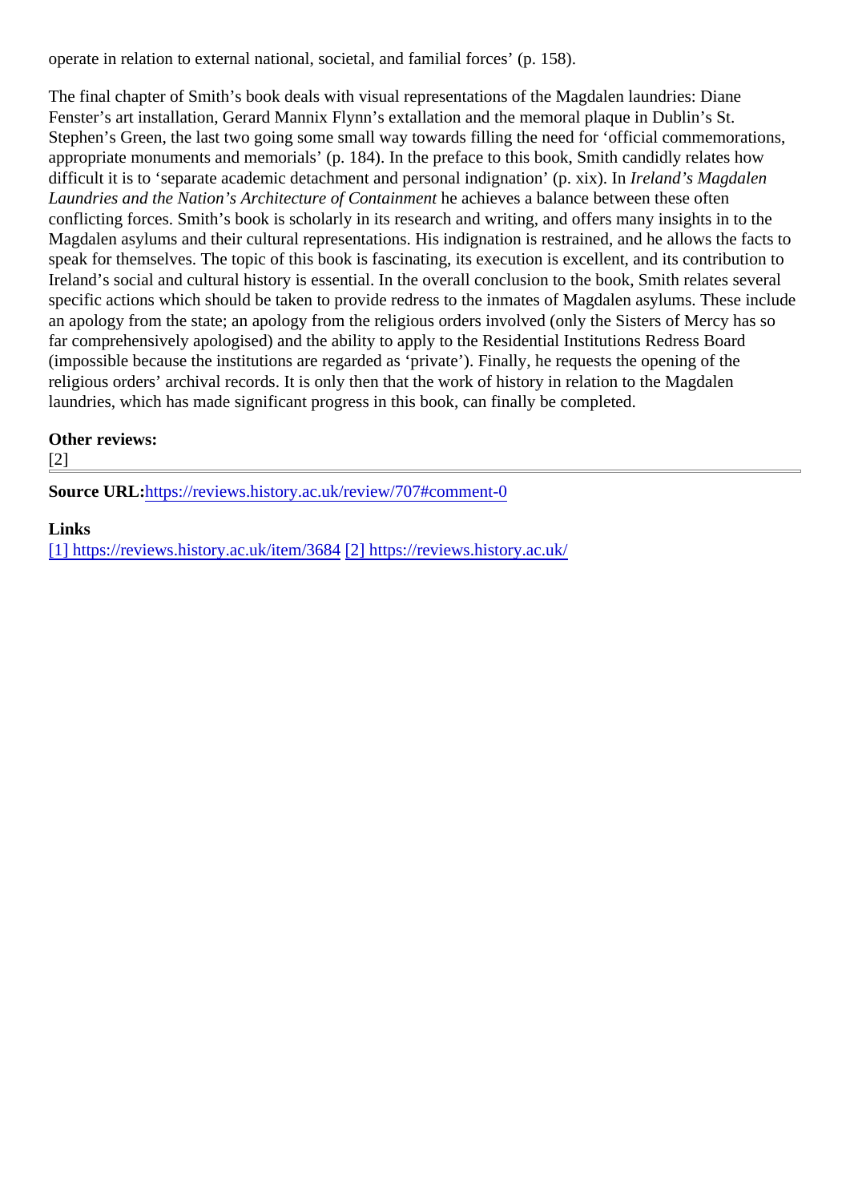operate in relation to external national, societal, and familial forces' (p. 158).

The final chapter of Smith's book deals with visual representations of the Magdalen laundries: Diane Fenster's art installation, Gerard Mannix Flynn's extallation and the memoral plaque in Dublin's St. Stephen's Green, the last two going some small way towards filling the need for 'official commemorations, appropriate monuments and memorials' (p. 184). In the preface to this book, Smith candidly relates how difficult it is to 'separate academic detachment and personal indignation' (p. xix). In *Ireland's Magdalen Laundries and the Nation's Architecture of Containment* he achieves a balance between these often conflicting forces. Smith's book is scholarly in its research and writing, and offers many insights in to the Magdalen asylums and their cultural representations. His indignation is restrained, and he allows the facts to speak for themselves. The topic of this book is fascinating, its execution is excellent, and its contribution to Ireland's social and cultural history is essential. In the overall conclusion to the book, Smith relates several specific actions which should be taken to provide redress to the inmates of Magdalen asylums. These include an apology from the state; an apology from the religious orders involved (only the Sisters of Mercy has so far comprehensively apologised) and the ability to apply to the Residential Institutions Redress Board (impossible because the institutions are regarded as 'private'). Finally, he requests the opening of the religious orders' archival records. It is only then that the work of history in relation to the Magdalen laundries, which has made significant progress in this book, can finally be completed.

**Other reviews:**
[2]

---

**Source URL:** https://reviews.history.ac.uk/review/707#comment-0

**Links**
[1] https://reviews.history.ac.uk/item/3684 [2] https://reviews.history.ac.uk/